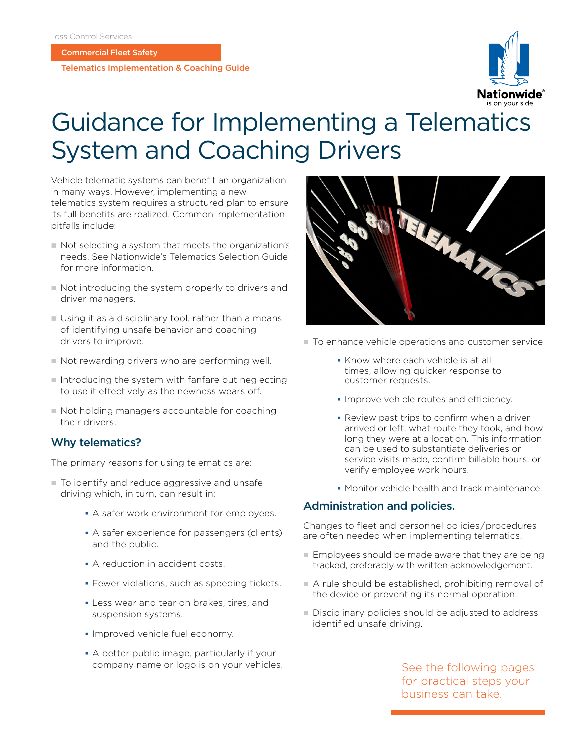Loss Control Services

**Commercial Fleet Safety**

**Telematics Implementation & Coaching Guide**

# Guidance for Implementing a Telematics System and Coaching Drivers

Vehicle telematic systems can benefit an organization in many ways. However, implementing a new telematics system requires a structured plan to ensure its full benefits are realized. Common implementation pitfalls include:

- Not selecting a system that meets the organization's needs. See Nationwide's Telematics Selection Guide for more information.
- Not introducing the system properly to drivers and driver managers.
- Using it as a disciplinary tool, rather than a means of identifying unsafe behavior and coaching drivers to improve.
- Not rewarding drivers who are performing well.
- Introducing the system with fanfare but neglecting to use it effectively as the newness wears off.
- Not holding managers accountable for coaching their drivers.

## Why telematics?

The primary reasons for using telematics are:

- To identify and reduce aggressive and unsafe driving which, in turn, can result in:
  - A safer work environment for employees.
  - A safer experience for passengers (clients) and the public.
  - A reduction in accident costs.
  - Fewer violations, such as speeding tickets.
  - Less wear and tear on brakes, tires, and suspension systems.
  - Improved vehicle fuel economy.
  - A better public image, particularly if your company name or logo is on your vehicles.
- To enhance vehicle operations and customer service
  - Know where each vehicle is at all times, allowing quicker response to customer requests.
  - Improve vehicle routes and efficiency.
  - Review past trips to confirm when a driver arrived or left, what route they took, and how long they were at a location. This information can be used to substantiate deliveries or service visits made, confirm billable hours, or verify employee work hours.
  - Monitor vehicle health and track maintenance.

## Administration and policies.

Changes to fleet and personnel policies/procedures are often needed when implementing telematics.

- Employees should be made aware that they are being tracked, preferably with written acknowledgement.
- A rule should be established, prohibiting removal of the device or preventing its normal operation.
- Disciplinary policies should be adjusted to address identified unsafe driving.

See the following pages for practical steps your business can take.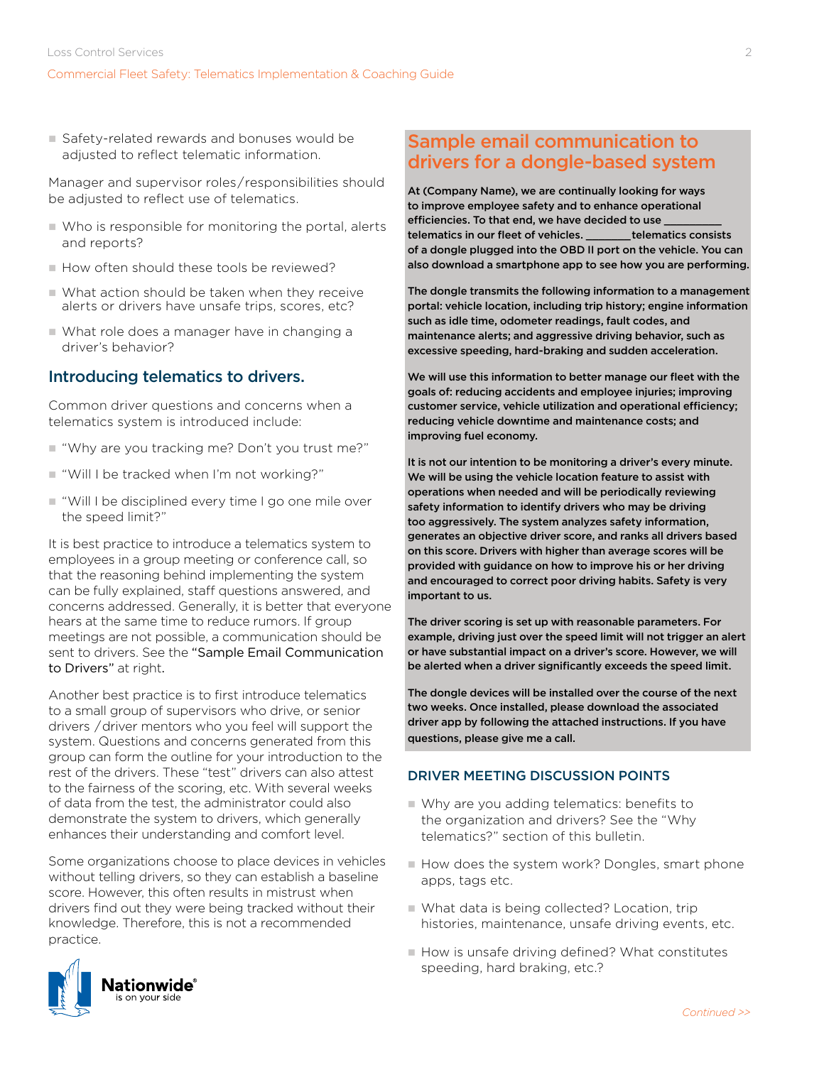- Safety-related rewards and bonuses would be adjusted to reflect telematic information.

Manager and supervisor roles/responsibilities should be adjusted to reflect use of telematics.

- Who is responsible for monitoring the portal, alerts and reports?
- How often should these tools be reviewed?
- What action should be taken when they receive alerts or drivers have unsafe trips, scores, etc?
- What role does a manager have in changing a driver's behavior?

## Introducing telematics to drivers.

Common driver questions and concerns when a telematics system is introduced include:

- "Why are you tracking me? Don't you trust me?"
- "Will I be tracked when I'm not working?"
- "Will I be disciplined every time I go one mile over the speed limit?"

It is best practice to introduce a telematics system to employees in a group meeting or conference call, so that the reasoning behind implementing the system can be fully explained, staff questions answered, and concerns addressed. Generally, it is better that everyone hears at the same time to reduce rumors. If group meetings are not possible, a communication should be sent to drivers. See the "Sample Email Communication to Drivers" at right.

Another best practice is to first introduce telematics to a small group of supervisors who drive, or senior drivers /driver mentors who you feel will support the system. Questions and concerns generated from this group can form the outline for your introduction to the rest of the drivers. These "test" drivers can also attest to the fairness of the scoring, etc. With several weeks of data from the test, the administrator could also demonstrate the system to drivers, which generally enhances their understanding and comfort level.

Some organizations choose to place devices in vehicles without telling drivers, so they can establish a baseline score. However, this often results in mistrust when drivers find out they were being tracked without their knowledge. Therefore, this is not a recommended practice.

## Sample email communication to drivers for a dongle-based system

**At (Company Name), we are continually looking for ways to improve employee safety and to enhance operational efficiencies. To that end, we have decided to use __________ telematics in our fleet of vehicles. ________telematics consists of a dongle plugged into the OBD II port on the vehicle. You can also download a smartphone app to see how you are performing.**

**The dongle transmits the following information to a management portal: vehicle location, including trip history; engine information such as idle time, odometer readings, fault codes, and maintenance alerts; and aggressive driving behavior, such as excessive speeding, hard-braking and sudden acceleration.**

**We will use this information to better manage our fleet with the goals of: reducing accidents and employee injuries; improving customer service, vehicle utilization and operational efficiency; reducing vehicle downtime and maintenance costs; and improving fuel economy.**

**It is not our intention to be monitoring a driver's every minute. We will be using the vehicle location feature to assist with operations when needed and will be periodically reviewing safety information to identify drivers who may be driving too aggressively. The system analyzes safety information, generates an objective driver score, and ranks all drivers based on this score. Drivers with higher than average scores will be provided with guidance on how to improve his or her driving and encouraged to correct poor driving habits. Safety is very important to us.**

**The driver scoring is set up with reasonable parameters. For example, driving just over the speed limit will not trigger an alert or have substantial impact on a driver's score. However, we will be alerted when a driver significantly exceeds the speed limit.**

**The dongle devices will be installed over the course of the next two weeks. Once installed, please download the associated driver app by following the attached instructions. If you have questions, please give me a call.**

### DRIVER MEETING DISCUSSION POINTS

- Why are you adding telematics: benefits to the organization and drivers? See the "Why telematics?" section of this bulletin.
- How does the system work? Dongles, smart phone apps, tags etc.
- What data is being collected? Location, trip histories, maintenance, unsafe driving events, etc.
- How is unsafe driving defined? What constitutes speeding, hard braking, etc.?

*Continued >>*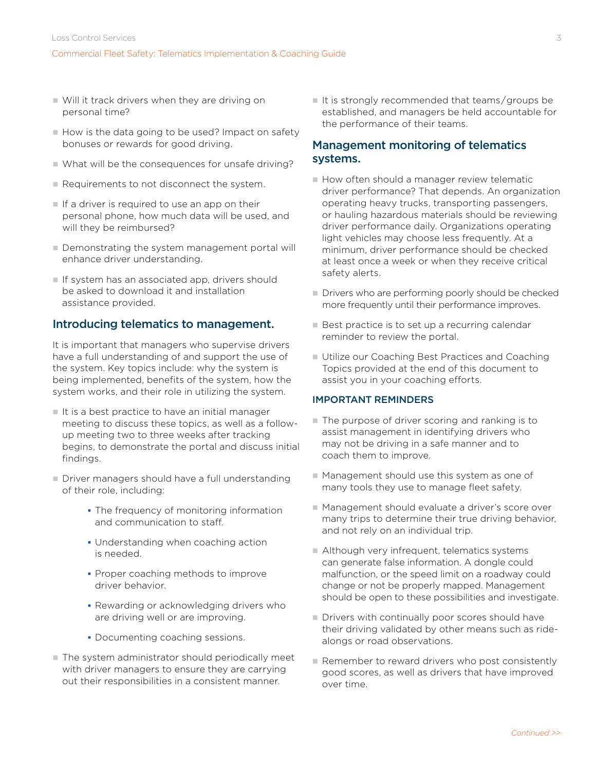- Will it track drivers when they are driving on personal time?
- How is the data going to be used? Impact on safety bonuses or rewards for good driving.
- What will be the consequences for unsafe driving?
- Requirements to not disconnect the system.
- If a driver is required to use an app on their personal phone, how much data will be used, and will they be reimbursed?
- Demonstrating the system management portal will enhance driver understanding.
- If system has an associated app, drivers should be asked to download it and installation assistance provided.

## Introducing telematics to management.

It is important that managers who supervise drivers have a full understanding of and support the use of the system. Key topics include: why the system is being implemented, benefits of the system, how the system works, and their role in utilizing the system.

- It is a best practice to have an initial manager meeting to discuss these topics, as well as a follow-up meeting two to three weeks after tracking begins, to demonstrate the portal and discuss initial findings.
- Driver managers should have a full understanding of their role, including:
  - The frequency of monitoring information and communication to staff.
  - Understanding when coaching action is needed.
  - Proper coaching methods to improve driver behavior.
  - Rewarding or acknowledging drivers who are driving well or are improving.
  - Documenting coaching sessions.
- The system administrator should periodically meet with driver managers to ensure they are carrying out their responsibilities in a consistent manner.
- It is strongly recommended that teams/groups be established, and managers be held accountable for the performance of their teams.

## Management monitoring of telematics systems.

- How often should a manager review telematic driver performance? That depends. An organization operating heavy trucks, transporting passengers, or hauling hazardous materials should be reviewing driver performance daily. Organizations operating light vehicles may choose less frequently. At a minimum, driver performance should be checked at least once a week or when they receive critical safety alerts.
- Drivers who are performing poorly should be checked more frequently until their performance improves.
- Best practice is to set up a recurring calendar reminder to review the portal.
- Utilize our Coaching Best Practices and Coaching Topics provided at the end of this document to assist you in your coaching efforts.

### IMPORTANT REMINDERS

- The purpose of driver scoring and ranking is to assist management in identifying drivers who may not be driving in a safe manner and to coach them to improve.
- Management should use this system as one of many tools they use to manage fleet safety.
- Management should evaluate a driver's score over many trips to determine their true driving behavior, and not rely on an individual trip.
- Although very infrequent, telematics systems can generate false information. A dongle could malfunction, or the speed limit on a roadway could change or not be properly mapped. Management should be open to these possibilities and investigate.
- Drivers with continually poor scores should have their driving validated by other means such as ride-alongs or road observations.
- Remember to reward drivers who post consistently good scores, as well as drivers that have improved over time.

*Continued >>*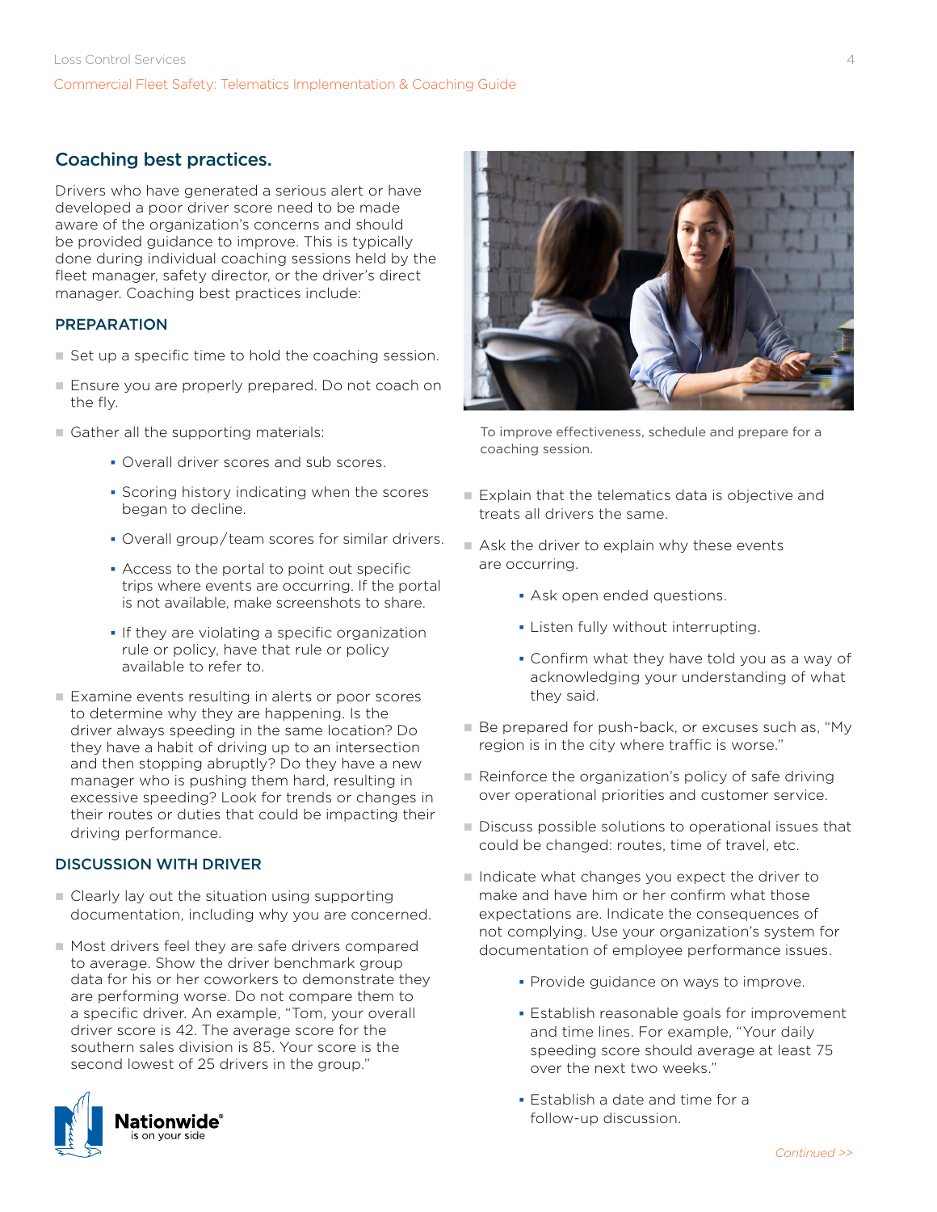## Coaching best practices.

Drivers who have generated a serious alert or have developed a poor driver score need to be made aware of the organization's concerns and should be provided guidance to improve. This is typically done during individual coaching sessions held by the fleet manager, safety director, or the driver's direct manager. Coaching best practices include:

### PREPARATION

- Set up a specific time to hold the coaching session.
- Ensure you are properly prepared. Do not coach on the fly.
- Gather all the supporting materials:
  - Overall driver scores and sub scores.
  - Scoring history indicating when the scores began to decline.
  - Overall group/team scores for similar drivers.
  - Access to the portal to point out specific trips where events are occurring. If the portal is not available, make screenshots to share.
  - If they are violating a specific organization rule or policy, have that rule or policy available to refer to.
- Examine events resulting in alerts or poor scores to determine why they are happening. Is the driver always speeding in the same location? Do they have a habit of driving up to an intersection and then stopping abruptly? Do they have a new manager who is pushing them hard, resulting in excessive speeding? Look for trends or changes in their routes or duties that could be impacting their driving performance.

### DISCUSSION WITH DRIVER

- Clearly lay out the situation using supporting documentation, including why you are concerned.
- Most drivers feel they are safe drivers compared to average. Show the driver benchmark group data for his or her coworkers to demonstrate they are performing worse. Do not compare them to a specific driver. An example, "Tom, your overall driver score is 42. The average score for the southern sales division is 85. Your score is the second lowest of 25 drivers in the group."

To improve effectiveness, schedule and prepare for a coaching session.

- Explain that the telematics data is objective and treats all drivers the same.
- Ask the driver to explain why these events are occurring.
  - Ask open ended questions.
  - Listen fully without interrupting.
  - Confirm what they have told you as a way of acknowledging your understanding of what they said.
- Be prepared for push-back, or excuses such as, "My region is in the city where traffic is worse."
- Reinforce the organization's policy of safe driving over operational priorities and customer service.
- Discuss possible solutions to operational issues that could be changed: routes, time of travel, etc.
- Indicate what changes you expect the driver to make and have him or her confirm what those expectations are. Indicate the consequences of not complying. Use your organization's system for documentation of employee performance issues.
  - Provide guidance on ways to improve.
  - Establish reasonable goals for improvement and time lines. For example, "Your daily speeding score should average at least 75 over the next two weeks."
  - Establish a date and time for a follow-up discussion.

*Continued >>*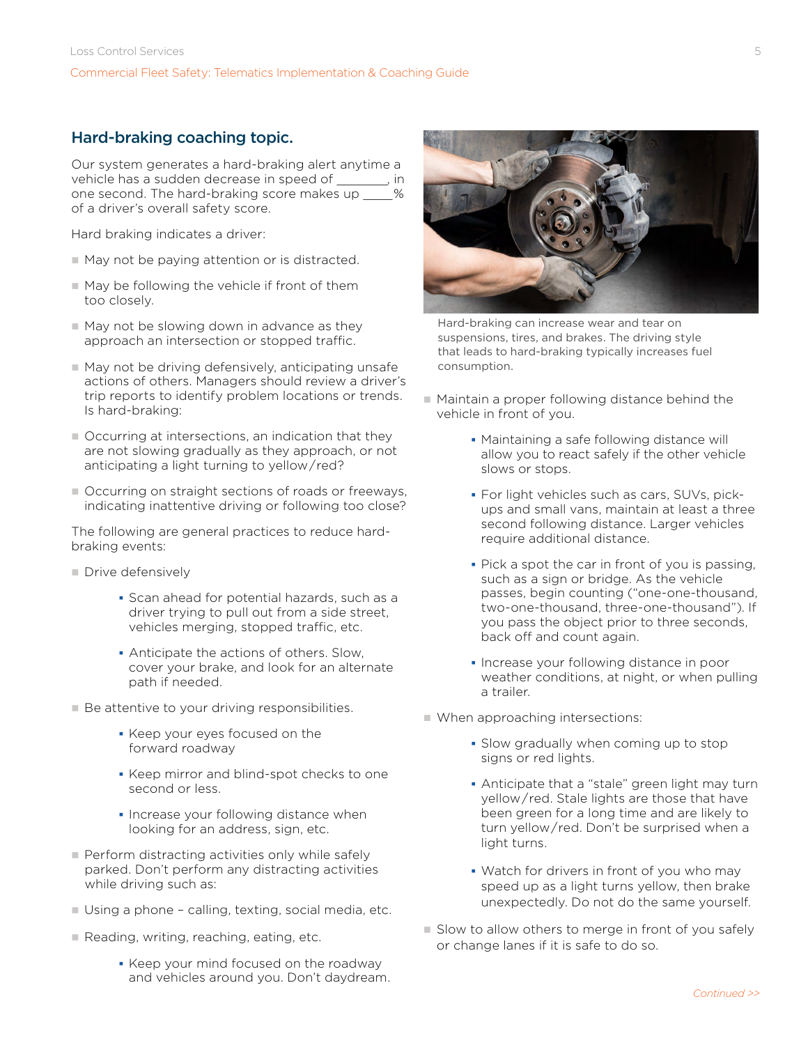## Hard-braking coaching topic.

Our system generates a hard-braking alert anytime a vehicle has a sudden decrease in speed of ________, in one second. The hard-braking score makes up ____% of a driver's overall safety score.

Hard braking indicates a driver:

- May not be paying attention or is distracted.
- May be following the vehicle if front of them too closely.
- May not be slowing down in advance as they approach an intersection or stopped traffic.
- May not be driving defensively, anticipating unsafe actions of others. Managers should review a driver's trip reports to identify problem locations or trends. Is hard-braking:
- Occurring at intersections, an indication that they are not slowing gradually as they approach, or not anticipating a light turning to yellow/red?
- Occurring on straight sections of roads or freeways, indicating inattentive driving or following too close?

The following are general practices to reduce hard-braking events:

- Drive defensively
  - Scan ahead for potential hazards, such as a driver trying to pull out from a side street, vehicles merging, stopped traffic, etc.
  - Anticipate the actions of others. Slow, cover your brake, and look for an alternate path if needed.
- Be attentive to your driving responsibilities.
  - Keep your eyes focused on the forward roadway
  - Keep mirror and blind-spot checks to one second or less.
  - Increase your following distance when looking for an address, sign, etc.
- Perform distracting activities only while safely parked. Don't perform any distracting activities while driving such as:
- Using a phone – calling, texting, social media, etc.
- Reading, writing, reaching, eating, etc.
  - Keep your mind focused on the roadway and vehicles around you. Don't daydream.

Hard-braking can increase wear and tear on suspensions, tires, and brakes. The driving style that leads to hard-braking typically increases fuel consumption.

- Maintain a proper following distance behind the vehicle in front of you.
  - Maintaining a safe following distance will allow you to react safely if the other vehicle slows or stops.
  - For light vehicles such as cars, SUVs, pick-ups and small vans, maintain at least a three second following distance. Larger vehicles require additional distance.
  - Pick a spot the car in front of you is passing, such as a sign or bridge. As the vehicle passes, begin counting ("one-one-thousand, two-one-thousand, three-one-thousand"). If you pass the object prior to three seconds, back off and count again.
  - Increase your following distance in poor weather conditions, at night, or when pulling a trailer.
- When approaching intersections:
  - Slow gradually when coming up to stop signs or red lights.
  - Anticipate that a "stale" green light may turn yellow/red. Stale lights are those that have been green for a long time and are likely to turn yellow/red. Don't be surprised when a light turns.
  - Watch for drivers in front of you who may speed up as a light turns yellow, then brake unexpectedly. Do not do the same yourself.
- Slow to allow others to merge in front of you safely or change lanes if it is safe to do so.

*Continued >>*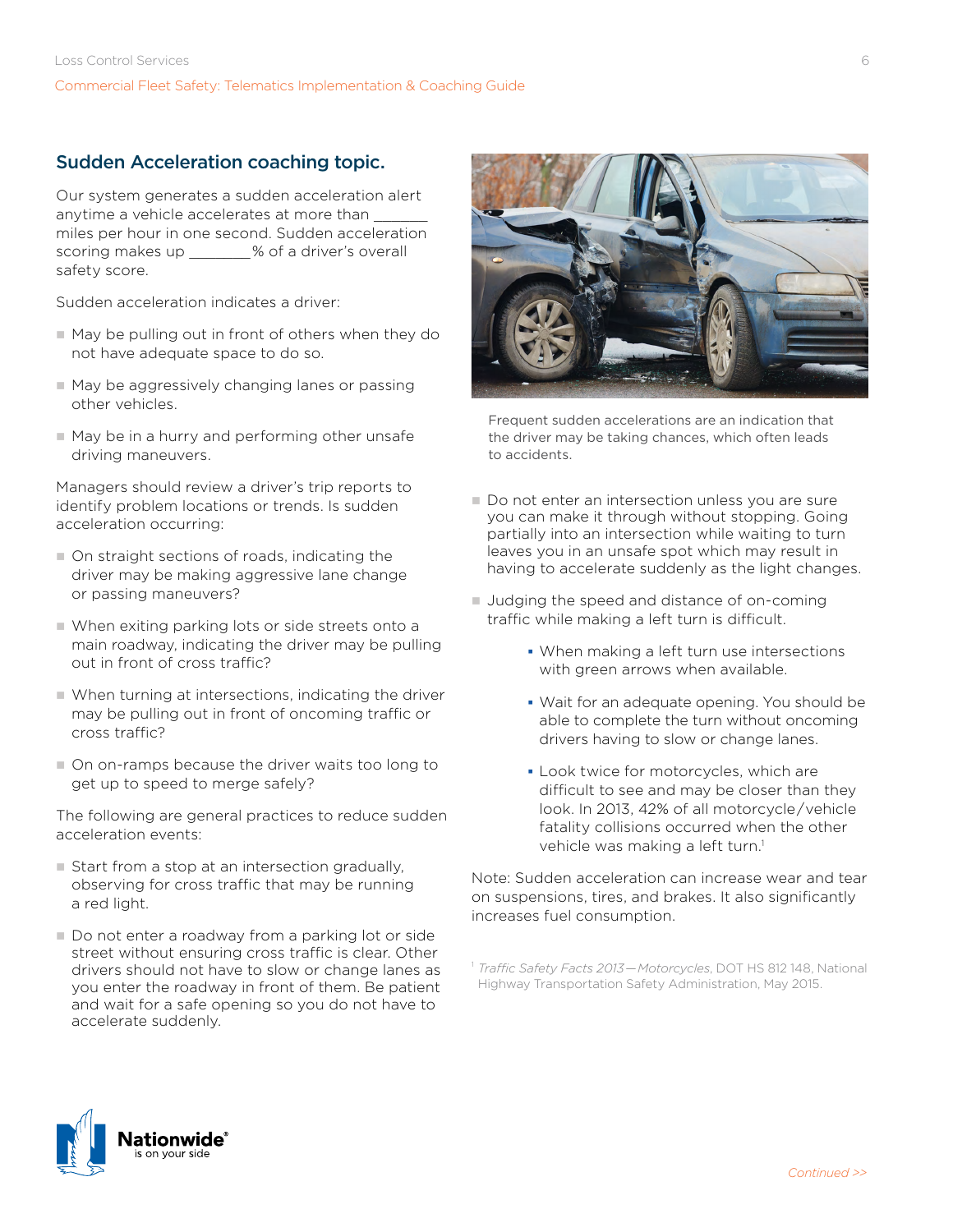## Sudden Acceleration coaching topic.

Our system generates a sudden acceleration alert anytime a vehicle accelerates at more than _______ miles per hour in one second. Sudden acceleration scoring makes up ________% of a driver's overall safety score.

Sudden acceleration indicates a driver:

- May be pulling out in front of others when they do not have adequate space to do so.
- May be aggressively changing lanes or passing other vehicles.
- May be in a hurry and performing other unsafe driving maneuvers.

Managers should review a driver's trip reports to identify problem locations or trends. Is sudden acceleration occurring:

- On straight sections of roads, indicating the driver may be making aggressive lane change or passing maneuvers?
- When exiting parking lots or side streets onto a main roadway, indicating the driver may be pulling out in front of cross traffic?
- When turning at intersections, indicating the driver may be pulling out in front of oncoming traffic or cross traffic?
- On on-ramps because the driver waits too long to get up to speed to merge safely?

The following are general practices to reduce sudden acceleration events:

- Start from a stop at an intersection gradually, observing for cross traffic that may be running a red light.
- Do not enter a roadway from a parking lot or side street without ensuring cross traffic is clear. Other drivers should not have to slow or change lanes as you enter the roadway in front of them. Be patient and wait for a safe opening so you do not have to accelerate suddenly.

Frequent sudden accelerations are an indication that the driver may be taking chances, which often leads to accidents.

- Do not enter an intersection unless you are sure you can make it through without stopping. Going partially into an intersection while waiting to turn leaves you in an unsafe spot which may result in having to accelerate suddenly as the light changes.
- Judging the speed and distance of on-coming traffic while making a left turn is difficult.
  - When making a left turn use intersections with green arrows when available.
  - Wait for an adequate opening. You should be able to complete the turn without oncoming drivers having to slow or change lanes.
  - Look twice for motorcycles, which are difficult to see and may be closer than they look. In 2013, 42% of all motorcycle/vehicle fatality collisions occurred when the other vehicle was making a left turn.[1]

Note: Sudden acceleration can increase wear and tear on suspensions, tires, and brakes. It also significantly increases fuel consumption.

[1] *Traffic Safety Facts 2013—Motorcycles*, DOT HS 812 148, National Highway Transportation Safety Administration, May 2015.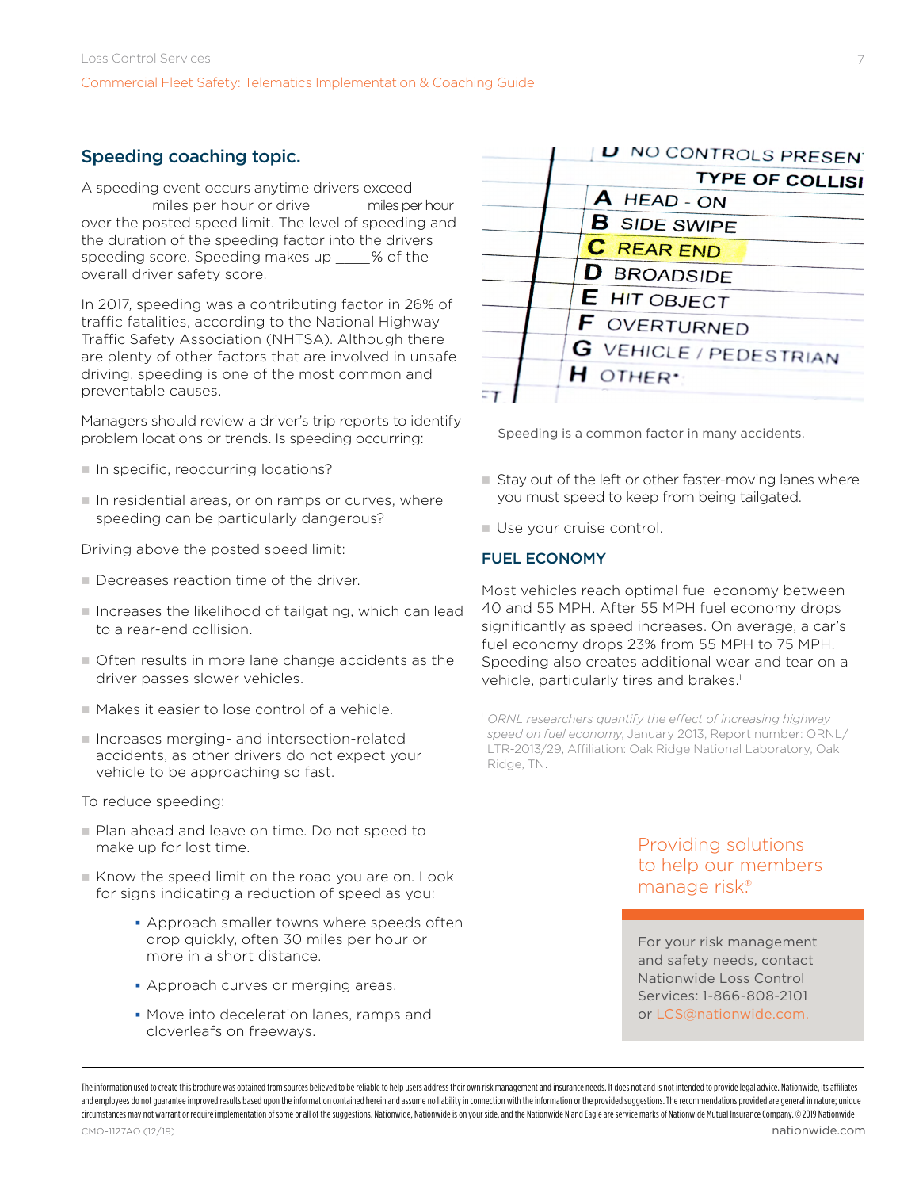## Speeding coaching topic.

A speeding event occurs anytime drivers exceed _________ miles per hour or drive _______ miles per hour over the posted speed limit. The level of speeding and the duration of the speeding factor into the drivers speeding score. Speeding makes up ____% of the overall driver safety score.

In 2017, speeding was a contributing factor in 26% of traffic fatalities, according to the National Highway Traffic Safety Association (NHTSA). Although there are plenty of other factors that are involved in unsafe driving, speeding is one of the most common and preventable causes.

Managers should review a driver's trip reports to identify problem locations or trends. Is speeding occurring:

- In specific, reoccurring locations?
- In residential areas, or on ramps or curves, where speeding can be particularly dangerous?

Driving above the posted speed limit:

- Decreases reaction time of the driver.
- Increases the likelihood of tailgating, which can lead to a rear-end collision.
- Often results in more lane change accidents as the driver passes slower vehicles.
- Makes it easier to lose control of a vehicle.
- Increases merging- and intersection-related accidents, as other drivers do not expect your vehicle to be approaching so fast.

To reduce speeding:

- Plan ahead and leave on time. Do not speed to make up for lost time.
- Know the speed limit on the road you are on. Look for signs indicating a reduction of speed as you:
  - Approach smaller towns where speeds often drop quickly, often 30 miles per hour or more in a short distance.
  - Approach curves or merging areas.
  - Move into deceleration lanes, ramps and cloverleafs on freeways.
- Stay out of the left or other faster-moving lanes where you must speed to keep from being tailgated.
- Use your cruise control.

Speeding is a common factor in many accidents.

### FUEL ECONOMY

Most vehicles reach optimal fuel economy between 40 and 55 MPH. After 55 MPH fuel economy drops significantly as speed increases. On average, a car's fuel economy drops 23% from 55 MPH to 75 MPH. Speeding also creates additional wear and tear on a vehicle, particularly tires and brakes.[1]

[1] *ORNL researchers quantify the effect of increasing highway speed on fuel economy*, January 2013, Report number: ORNL/LTR-2013/29, Affiliation: Oak Ridge National Laboratory, Oak Ridge, TN.

Providing solutions to help our members manage risk.®

For your risk management and safety needs, contact Nationwide Loss Control Services: 1-866-808-2101 or LCS@nationwide.com.

The information used to create this brochure was obtained from sources believed to be reliable to help users address their own risk management and insurance needs. It does not and is not intended to provide legal advice. Nationwide, its affiliates and employees do not guarantee improved results based upon the information contained herein and assume no liability in connection with the information or the provided suggestions. The recommendations provided are general in nature; unique circumstances may not warrant or require implementation of some or all of the suggestions. Nationwide, Nationwide is on your side, and the Nationwide N and Eagle are service marks of Nationwide Mutual Insurance Company. © 2019 Nationwide

CMO-1127AO (12/19)

nationwide.com